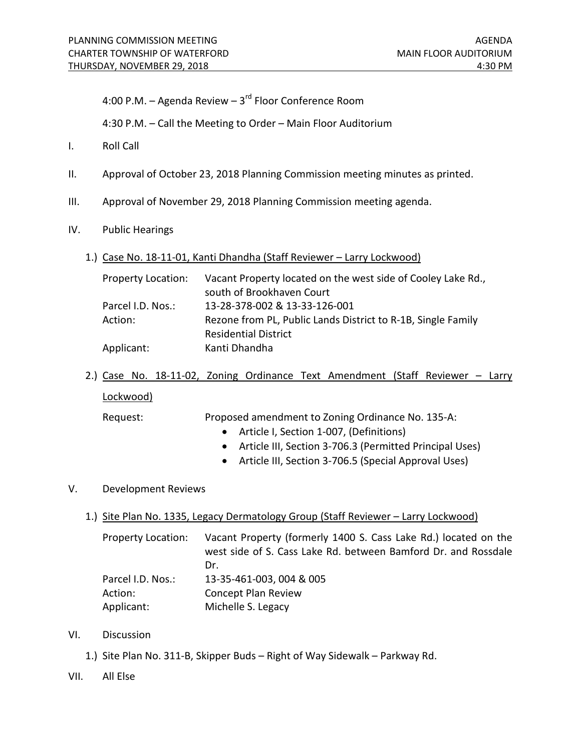PLANNING COMMISSION MEETING | AGENDA
CHARTER TOWNSHIP OF WATERFORD | MAIN FLOOR AUDITORIUM
THURSDAY, NOVEMBER 29, 2018 | 4:30 PM

4:00 P.M. – Agenda Review – 3rd Floor Conference Room

4:30 P.M. – Call the Meeting to Order – Main Floor Auditorium

I. Roll Call

II. Approval of October 23, 2018 Planning Commission meeting minutes as printed.

III. Approval of November 29, 2018 Planning Commission meeting agenda.

IV. Public Hearings

1.) Case No. 18-11-01, Kanti Dhandha (Staff Reviewer – Larry Lockwood)

| | |
|---|---|
| Property Location: | Vacant Property located on the west side of Cooley Lake Rd., south of Brookhaven Court |
| Parcel I.D. Nos.: | 13-28-378-002 & 13-33-126-001 |
| Action: | Rezone from PL, Public Lands District to R-1B, Single Family Residential District |
| Applicant: | Kanti Dhandha |

2.) Case No. 18-11-02, Zoning Ordinance Text Amendment (Staff Reviewer – Larry Lockwood)

Request: Proposed amendment to Zoning Ordinance No. 135-A:

- Article I, Section 1-007, (Definitions)
- Article III, Section 3-706.3 (Permitted Principal Uses)
- Article III, Section 3-706.5 (Special Approval Uses)

V. Development Reviews

1.) Site Plan No. 1335, Legacy Dermatology Group (Staff Reviewer – Larry Lockwood)

| | |
|---|---|
| Property Location: | Vacant Property (formerly 1400 S. Cass Lake Rd.) located on the west side of S. Cass Lake Rd. between Bamford Dr. and Rossdale Dr. |
| Parcel I.D. Nos.: | 13-35-461-003, 004 & 005 |
| Action: | Concept Plan Review |
| Applicant: | Michelle S. Legacy |

VI. Discussion

1.) Site Plan No. 311-B, Skipper Buds – Right of Way Sidewalk – Parkway Rd.

VII. All Else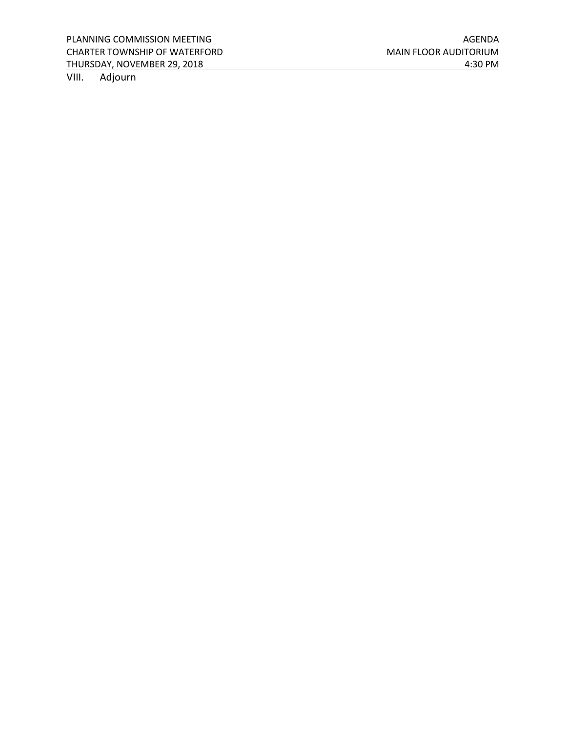VIII. Adjourn